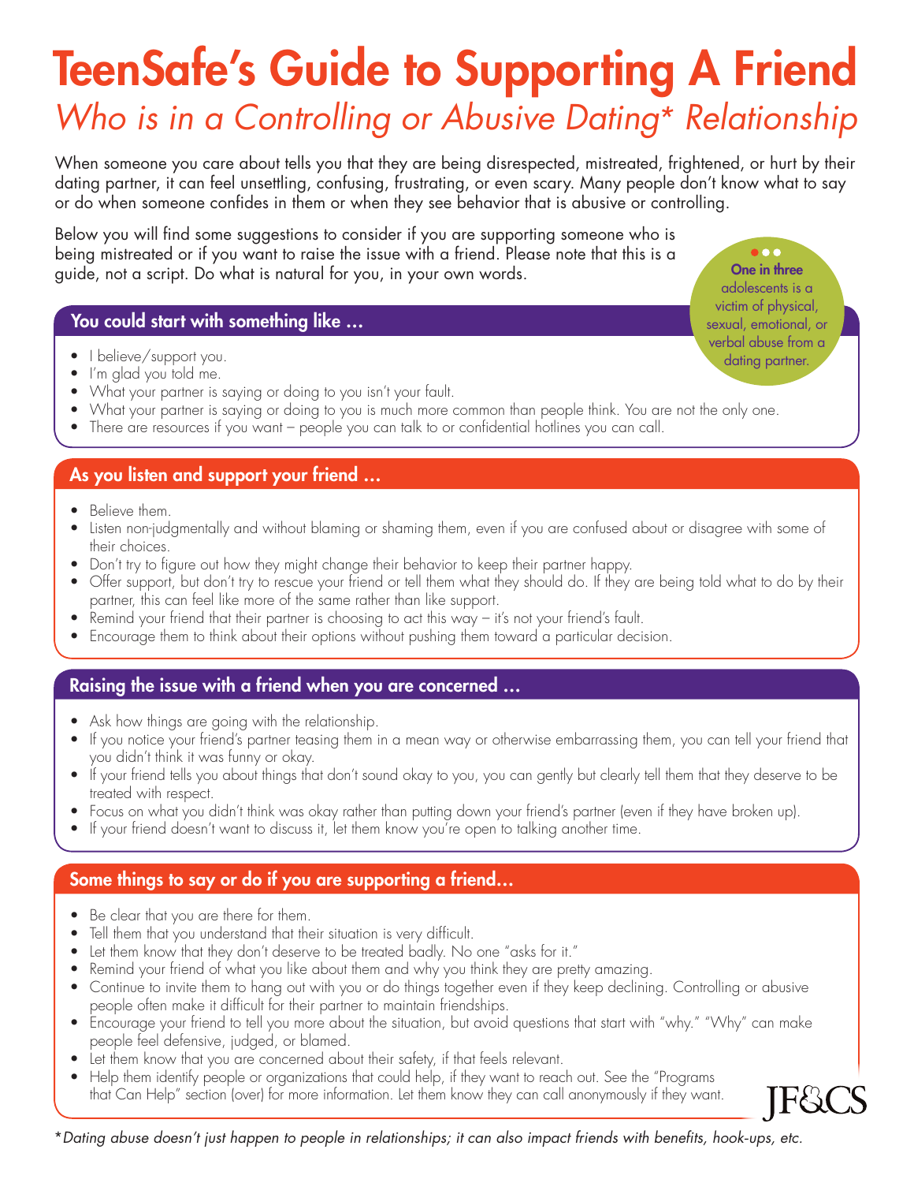# TeenSafe's Guide to Supporting A Friend

## *Who is in a Controlling or Abusive Dating* Relationship*

When someone you care about tells you that they are being disrespected, mistreated, frightened, or hurt by their dating partner, it can feel unsettling, confusing, frustrating, or even scary. Many people don't know what to say or do when someone confides in them or when they see behavior that is abusive or controlling.

Below you will find some suggestions to consider if you are supporting someone who is being mistreated or if you want to raise the issue with a friend. Please note that this is a guide, not a script. Do what is natural for you, in your own words.

**One in three** adolescents is a victim of physical, sexual, emotional, or verbal abuse from a dating partner.

### You could start with something like ...

- I believe/support you.
- I'm glad you told me.
- What your partner is saying or doing to you isn't your fault.
- What your partner is saying or doing to you is much more common than people think. You are not the only one.
- There are resources if you want – people you can talk to or confidential hotlines you can call.

### As you listen and support your friend ...

- Believe them.
- Listen non-judgmentally and without blaming or shaming them, even if you are confused about or disagree with some of their choices.
- Don't try to figure out how they might change their behavior to keep their partner happy.
- Offer support, but don't try to rescue your friend or tell them what they should do. If they are being told what to do by their partner, this can feel like more of the same rather than like support.
- Remind your friend that their partner is choosing to act this way – it's not your friend's fault.
- Encourage them to think about their options without pushing them toward a particular decision.

### Raising the issue with a friend when you are concerned ...

- Ask how things are going with the relationship.
- If you notice your friend's partner teasing them in a mean way or otherwise embarrassing them, you can tell your friend that you didn't think it was funny or okay.
- If your friend tells you about things that don't sound okay to you, you can gently but clearly tell them that they deserve to be treated with respect.
- Focus on what you didn't think was okay rather than putting down your friend's partner (even if they have broken up).
- If your friend doesn't want to discuss it, let them know you're open to talking another time.

### Some things to say or do if you are supporting a friend...

- Be clear that you are there for them.
- Tell them that you understand that their situation is very difficult.
- Let them know that they don't deserve to be treated badly. No one "asks for it."
- Remind your friend of what you like about them and why you think they are pretty amazing.
- Continue to invite them to hang out with you or do things together even if they keep declining. Controlling or abusive people often make it difficult for their partner to maintain friendships.
- Encourage your friend to tell you more about the situation, but avoid questions that start with "why." "Why" can make people feel defensive, judged, or blamed.
- Let them know that you are concerned about their safety, if that feels relevant.
- Help them identify people or organizations that could help, if they want to reach out. See the "Programs that Can Help" section (over) for more information. Let them know they can call anonymously if they want.

JF&CS

**Dating abuse doesn't just happen to people in relationships; it can also impact friends with benefits, hook-ups, etc.*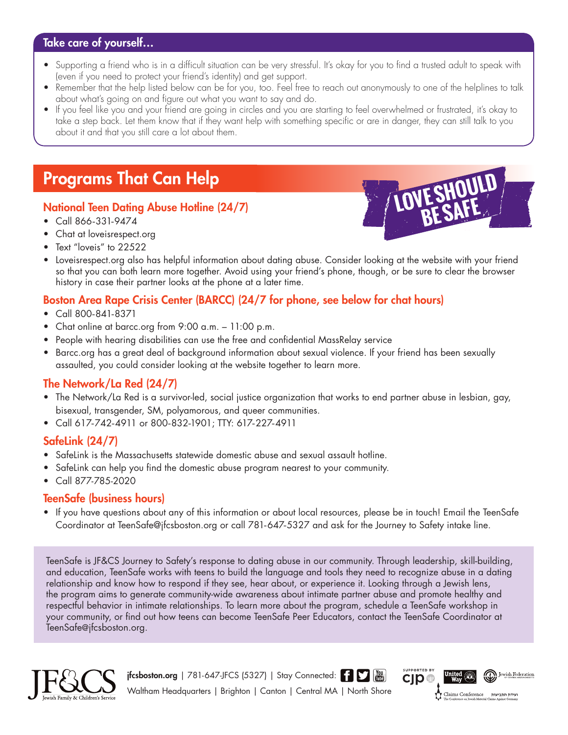## Take care of yourself...

- Supporting a friend who is in a difficult situation can be very stressful. It's okay for you to find a trusted adult to speak with (even if you need to protect your friend's identity) and get support.
- Remember that the help listed below can be for you, too. Feel free to reach out anonymously to one of the helplines to talk about what's going on and figure out what you want to say and do.
- If you feel like you and your friend are going in circles and you are starting to feel overwhelmed or frustrated, it's okay to take a step back. Let them know that if they want help with something specific or are in danger, they can still talk to you about it and that you still care a lot about them.

## Programs That Can Help

LOVE SHOULD BE SAFE

### National Teen Dating Abuse Hotline (24/7)

- Call 866-331-9474
- Chat at loveisrespect.org
- Text "loveis" to 22522
- Loveisrespect.org also has helpful information about dating abuse. Consider looking at the website with your friend so that you can both learn more together. Avoid using your friend's phone, though, or be sure to clear the browser history in case their partner looks at the phone at a later time.

### Boston Area Rape Crisis Center (BARCC) (24/7 for phone, see below for chat hours)

- Call 800-841-8371
- Chat online at barcc.org from 9:00 a.m. – 11:00 p.m.
- People with hearing disabilities can use the free and confidential MassRelay service
- Barcc.org has a great deal of background information about sexual violence. If your friend has been sexually assaulted, you could consider looking at the website together to learn more.

### The Network/La Red (24/7)

- The Network/La Red is a survivor-led, social justice organization that works to end partner abuse in lesbian, gay, bisexual, transgender, SM, polyamorous, and queer communities.
- Call 617-742-4911 or 800-832-1901; TTY: 617-227-4911

### SafeLink (24/7)

- SafeLink is the Massachusetts statewide domestic abuse and sexual assault hotline.
- SafeLink can help you find the domestic abuse program nearest to your community.
- Call 877-785-2020

### TeenSafe (business hours)

- If you have questions about any of this information or about local resources, please be in touch! Email the TeenSafe Coordinator at TeenSafe@jfcsboston.org or call 781-647-5327 and ask for the Journey to Safety intake line.

TeenSafe is JF&CS Journey to Safety's response to dating abuse in our community. Through leadership, skill-building, and education, TeenSafe works with teens to build the language and tools they need to recognize abuse in a dating relationship and know how to respond if they see, hear about, or experience it. Looking through a Jewish lens, the program aims to generate community-wide awareness about intimate partner abuse and promote healthy and respectful behavior in intimate relationships. To learn more about the program, schedule a TeenSafe workshop in your community, or find out how teens can become TeenSafe Peer Educators, contact the TeenSafe Coordinator at TeenSafe@jfcsboston.org.

JF&CS Jewish Family & Children's Service

**jfcsboston.org** | 781-647-JFCS (5327) | Stay Connected:

Waltham Headquarters | Brighton | Canton | Central MA | North Shore

Supported by CJP | United Way | Jewish Federation of Central Massachusetts | Claims Conference – The Conference on Jewish Material Claims Against Germany